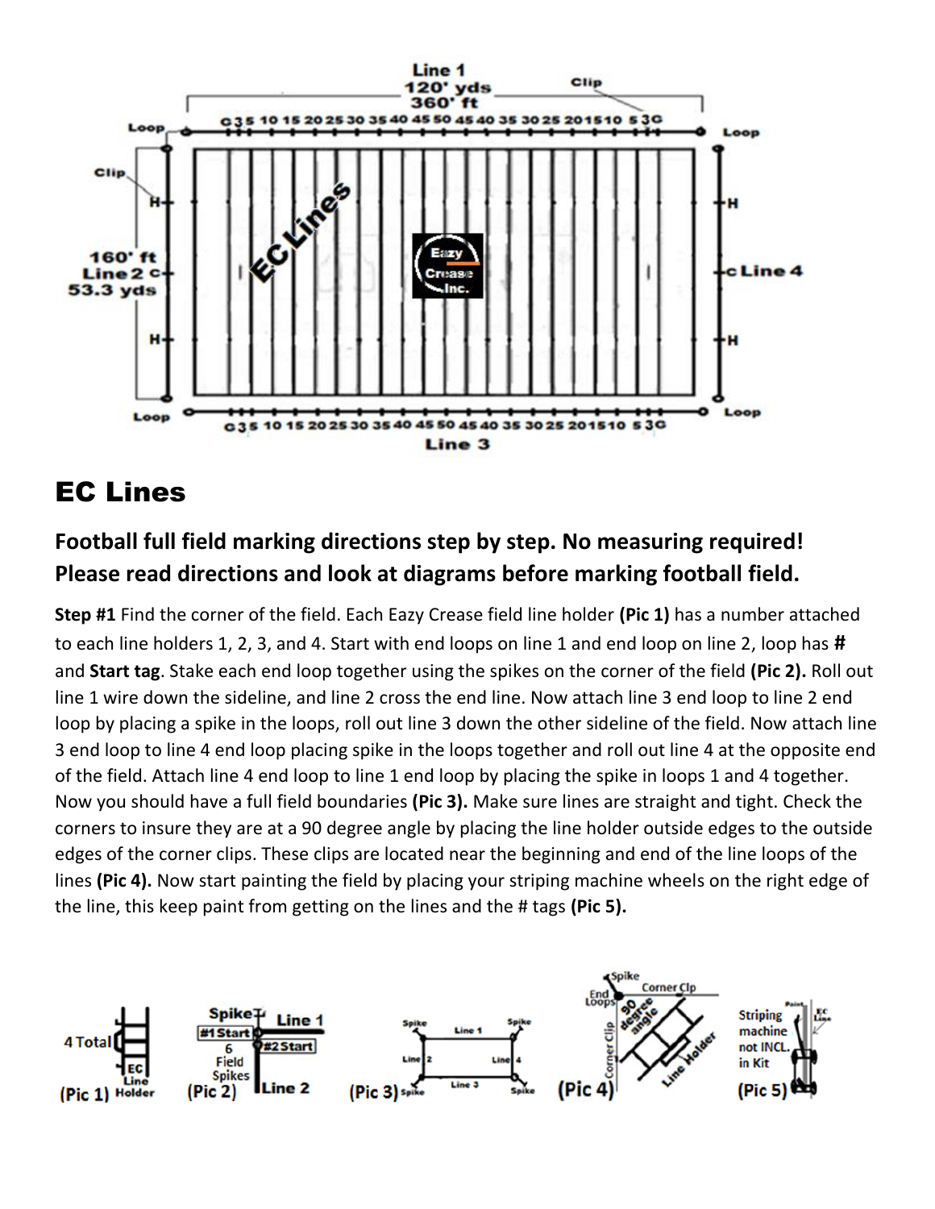# EC Lines

**Football full field marking directions step by step. No measuring required! Please read directions and look at diagrams before marking football field.**

**Step #1** Find the corner of the field. Each Eazy Crease field line holder **(Pic 1)** has a number attached to each line holders 1, 2, 3, and 4. Start with end loops on line 1 and end loop on line 2, loop has **#** and **Start tag**. Stake each end loop together using the spikes on the corner of the field **(Pic 2).** Roll out line 1 wire down the sideline, and line 2 cross the end line. Now attach line 3 end loop to line 2 end loop by placing a spike in the loops, roll out line 3 down the other sideline of the field. Now attach line 3 end loop to line 4 end loop placing spike in the loops together and roll out line 4 at the opposite end of the field. Attach line 4 end loop to line 1 end loop by placing the spike in loops 1 and 4 together. Now you should have a full field boundaries **(Pic 3).** Make sure lines are straight and tight. Check the corners to insure they are at a 90 degree angle by placing the line holder outside edges to the outside edges of the corner clips. These clips are located near the beginning and end of the line loops of the lines **(Pic 4).** Now start painting the field by placing your striping machine wheels on the right edge of the line, this keep paint from getting on the lines and the # tags **(Pic 5).**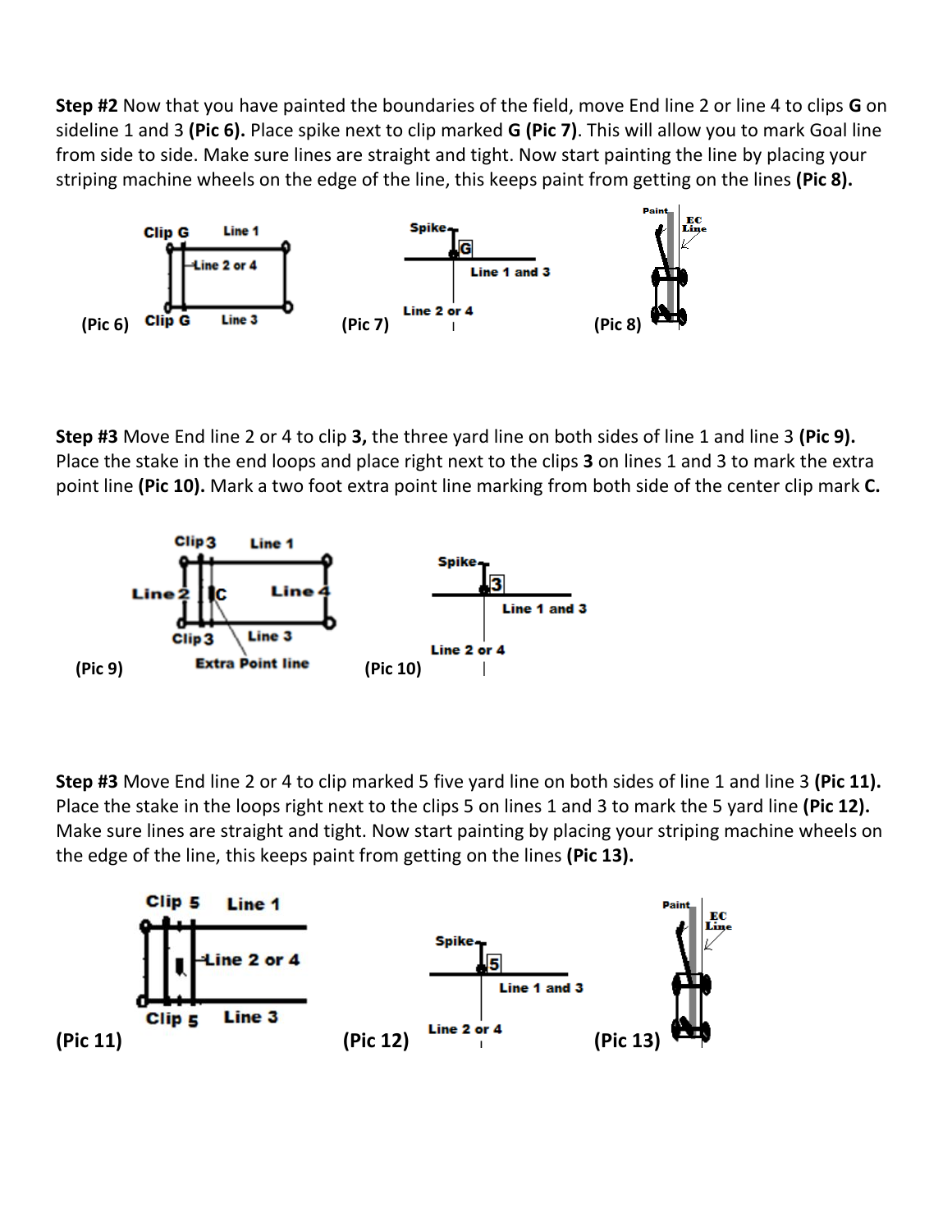**Step #2** Now that you have painted the boundaries of the field, move End line 2 or line 4 to clips **G** on sideline 1 and 3 **(Pic 6).** Place spike next to clip marked **G (Pic 7)**. This will allow you to mark Goal line from side to side. Make sure lines are straight and tight. Now start painting the line by placing your striping machine wheels on the edge of the line, this keeps paint from getting on the lines **(Pic 8).**

**(Pic 6)** **(Pic 7)** **(Pic 8)**

**Step #3** Move End line 2 or 4 to clip **3,** the three yard line on both sides of line 1 and line 3 **(Pic 9).** Place the stake in the end loops and place right next to the clips **3** on lines 1 and 3 to mark the extra point line **(Pic 10).** Mark a two foot extra point line marking from both side of the center clip mark **C.**

**(Pic 9)** **(Pic 10)**

**Step #3** Move End line 2 or 4 to clip marked 5 five yard line on both sides of line 1 and line 3 **(Pic 11).** Place the stake in the loops right next to the clips 5 on lines 1 and 3 to mark the 5 yard line **(Pic 12).** Make sure lines are straight and tight. Now start painting by placing your striping machine wheels on the edge of the line, this keeps paint from getting on the lines **(Pic 13).**

**(Pic 11)** **(Pic 12)** **(Pic 13)**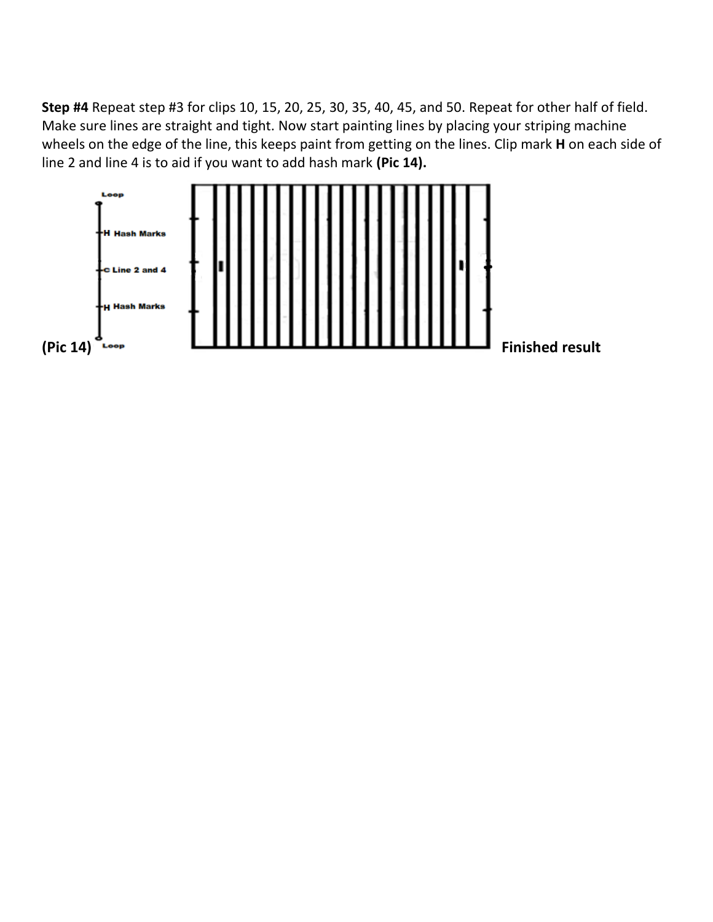**Step #4** Repeat step #3 for clips 10, 15, 20, 25, 30, 35, 40, 45, and 50. Repeat for other half of field. Make sure lines are straight and tight. Now start painting lines by placing your striping machine wheels on the edge of the line, this keeps paint from getting on the lines. Clip mark **H** on each side of line 2 and line 4 is to aid if you want to add hash mark **(Pic 14).**

Loop

H Hash Marks

C Line 2 and 4

H Hash Marks

Loop

**(Pic 14)**

**Finished result**